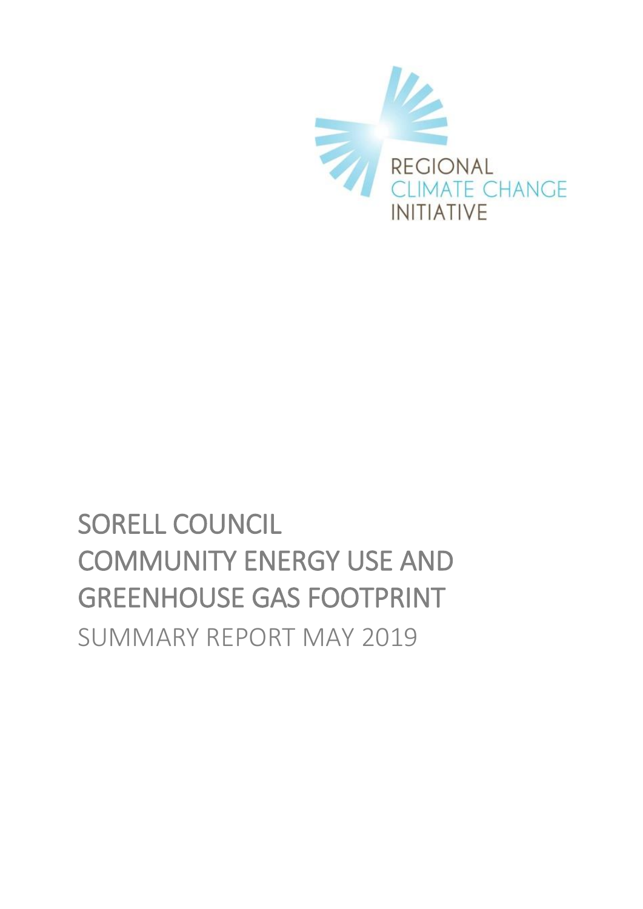REGIONAL
CLIMATE CHANGE
INITIATIVE

# SORELL COUNCIL COMMUNITY ENERGY USE AND GREENHOUSE GAS FOOTPRINT

SUMMARY REPORT MAY 2019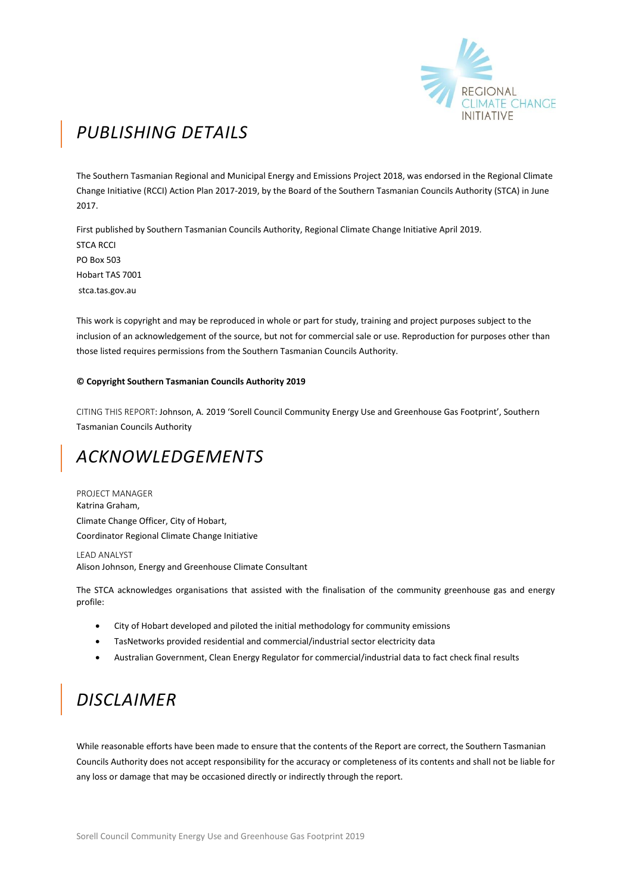## *PUBLISHING DETAILS*

The Southern Tasmanian Regional and Municipal Energy and Emissions Project 2018, was endorsed in the Regional Climate Change Initiative (RCCI) Action Plan 2017-2019, by the Board of the Southern Tasmanian Councils Authority (STCA) in June 2017.

First published by Southern Tasmanian Councils Authority, Regional Climate Change Initiative April 2019.
STCA RCCI
PO Box 503
Hobart TAS 7001
stca.tas.gov.au

This work is copyright and may be reproduced in whole or part for study, training and project purposes subject to the inclusion of an acknowledgement of the source, but not for commercial sale or use. Reproduction for purposes other than those listed requires permissions from the Southern Tasmanian Councils Authority.

**© Copyright Southern Tasmanian Councils Authority 2019**

CITING THIS REPORT: Johnson, A. 2019 'Sorell Council Community Energy Use and Greenhouse Gas Footprint', Southern Tasmanian Councils Authority

## *ACKNOWLEDGEMENTS*

PROJECT MANAGER
Katrina Graham,
Climate Change Officer, City of Hobart,
Coordinator Regional Climate Change Initiative

LEAD ANALYST
Alison Johnson, Energy and Greenhouse Climate Consultant

The STCA acknowledges organisations that assisted with the finalisation of the community greenhouse gas and energy profile:

- City of Hobart developed and piloted the initial methodology for community emissions
- TasNetworks provided residential and commercial/industrial sector electricity data
- Australian Government, Clean Energy Regulator for commercial/industrial data to fact check final results

## *DISCLAIMER*

While reasonable efforts have been made to ensure that the contents of the Report are correct, the Southern Tasmanian Councils Authority does not accept responsibility for the accuracy or completeness of its contents and shall not be liable for any loss or damage that may be occasioned directly or indirectly through the report.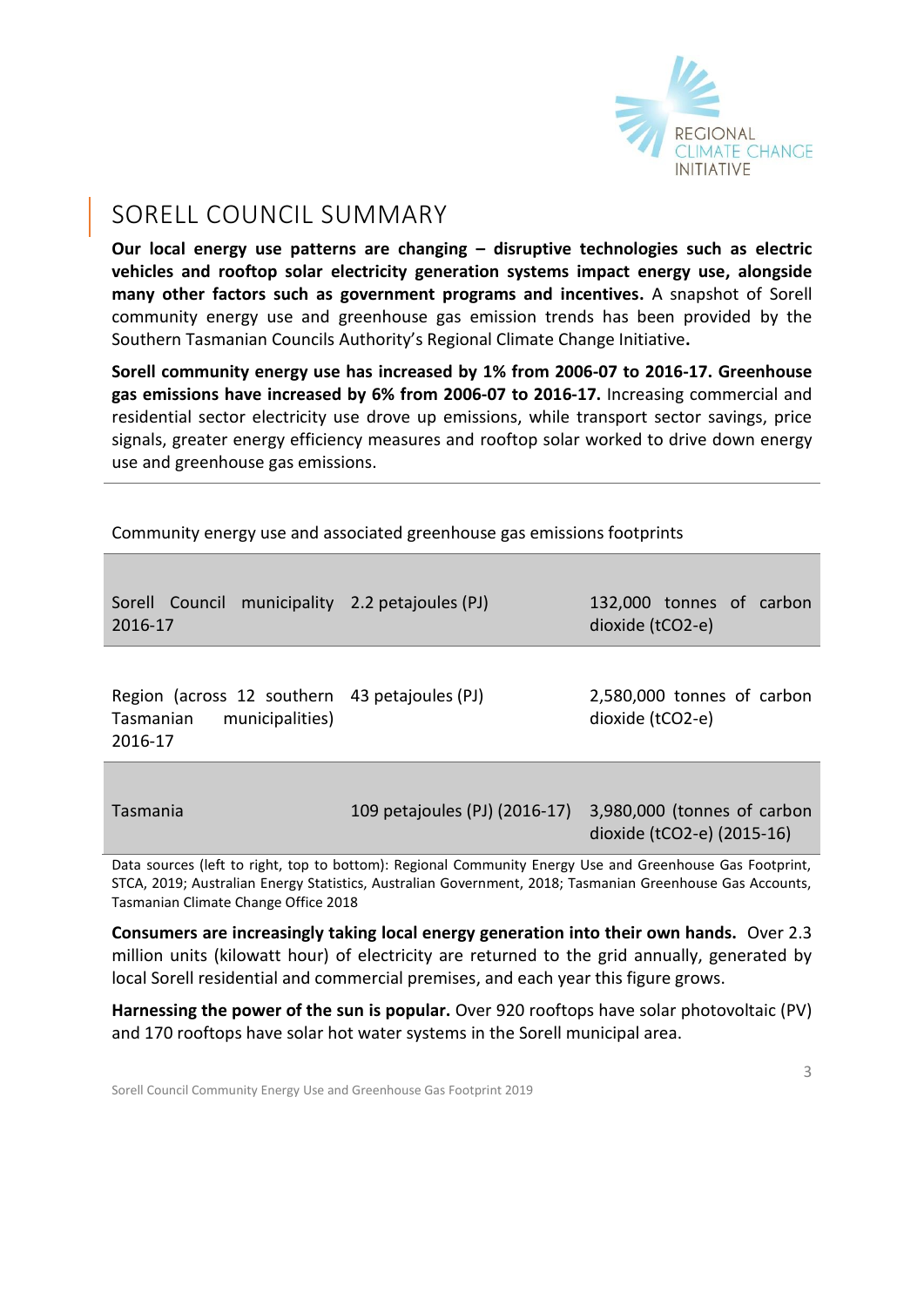# SORELL COUNCIL SUMMARY

**Our local energy use patterns are changing – disruptive technologies such as electric vehicles and rooftop solar electricity generation systems impact energy use, alongside many other factors such as government programs and incentives.** A snapshot of Sorell community energy use and greenhouse gas emission trends has been provided by the Southern Tasmanian Councils Authority's Regional Climate Change Initiative**.**

**Sorell community energy use has increased by 1% from 2006-07 to 2016-17. Greenhouse gas emissions have increased by 6% from 2006-07 to 2016-17.** Increasing commercial and residential sector electricity use drove up emissions, while transport sector savings, price signals, greater energy efficiency measures and rooftop solar worked to drive down energy use and greenhouse gas emissions.

Community energy use and associated greenhouse gas emissions footprints

| | | |
|---|---|---|
| Sorell Council municipality 2016-17 | 2.2 petajoules (PJ) | 132,000 tonnes of carbon dioxide (tCO2-e) |
| Region (across 12 southern Tasmanian municipalities) 2016-17 | 43 petajoules (PJ) | 2,580,000 tonnes of carbon dioxide (tCO2-e) |
| Tasmania | 109 petajoules (PJ) (2016-17) | 3,980,000 (tonnes of carbon dioxide (tCO2-e) (2015-16) |

Data sources (left to right, top to bottom): Regional Community Energy Use and Greenhouse Gas Footprint, STCA, 2019; Australian Energy Statistics, Australian Government, 2018; Tasmanian Greenhouse Gas Accounts, Tasmanian Climate Change Office 2018

**Consumers are increasingly taking local energy generation into their own hands.** Over 2.3 million units (kilowatt hour) of electricity are returned to the grid annually, generated by local Sorell residential and commercial premises, and each year this figure grows.

**Harnessing the power of the sun is popular.** Over 920 rooftops have solar photovoltaic (PV) and 170 rooftops have solar hot water systems in the Sorell municipal area.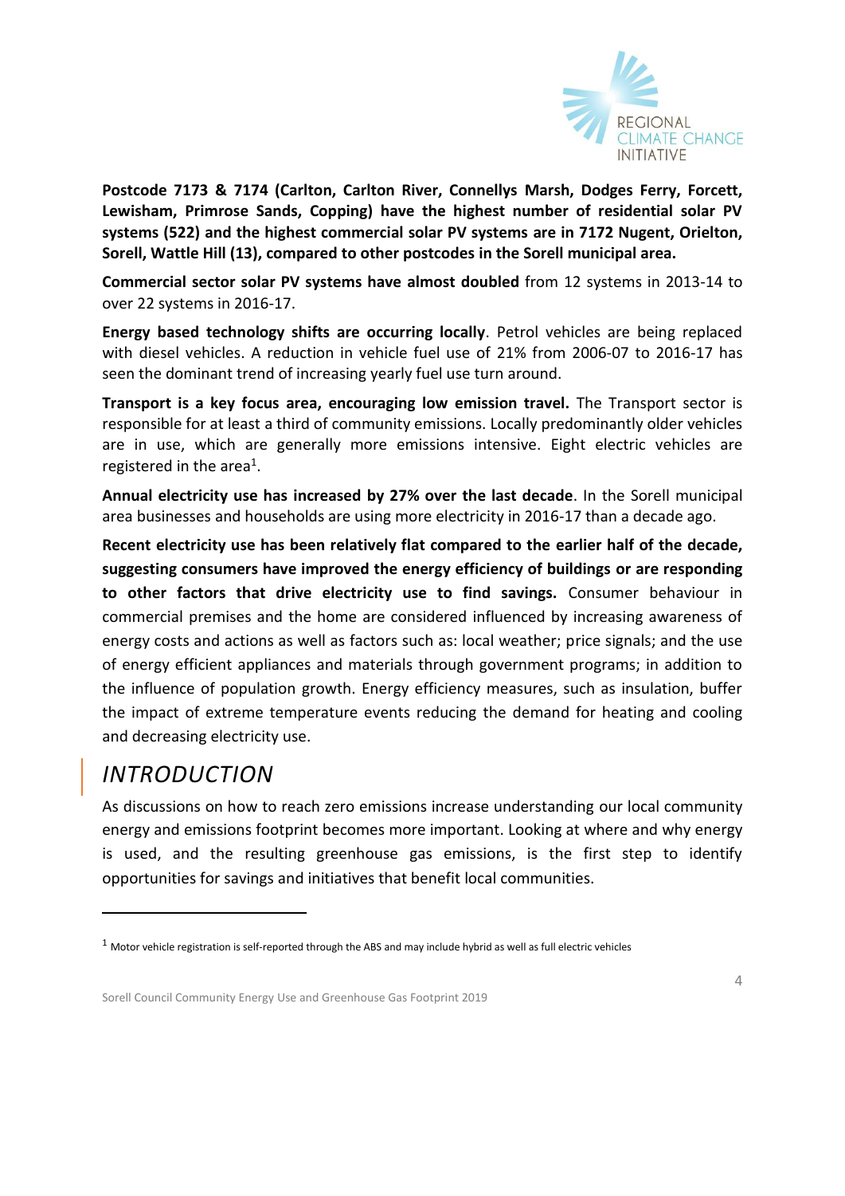**Postcode 7173 & 7174 (Carlton, Carlton River, Connellys Marsh, Dodges Ferry, Forcett, Lewisham, Primrose Sands, Copping) have the highest number of residential solar PV systems (522) and the highest commercial solar PV systems are in 7172 Nugent, Orielton, Sorell, Wattle Hill (13), compared to other postcodes in the Sorell municipal area.**

**Commercial sector solar PV systems have almost doubled** from 12 systems in 2013-14 to over 22 systems in 2016-17.

**Energy based technology shifts are occurring locally**. Petrol vehicles are being replaced with diesel vehicles. A reduction in vehicle fuel use of 21% from 2006-07 to 2016-17 has seen the dominant trend of increasing yearly fuel use turn around.

**Transport is a key focus area, encouraging low emission travel.** The Transport sector is responsible for at least a third of community emissions. Locally predominantly older vehicles are in use, which are generally more emissions intensive. Eight electric vehicles are registered in the area[1].

**Annual electricity use has increased by 27% over the last decade**. In the Sorell municipal area businesses and households are using more electricity in 2016-17 than a decade ago.

**Recent electricity use has been relatively flat compared to the earlier half of the decade, suggesting consumers have improved the energy efficiency of buildings or are responding to other factors that drive electricity use to find savings.** Consumer behaviour in commercial premises and the home are considered influenced by increasing awareness of energy costs and actions as well as factors such as: local weather; price signals; and the use of energy efficient appliances and materials through government programs; in addition to the influence of population growth. Energy efficiency measures, such as insulation, buffer the impact of extreme temperature events reducing the demand for heating and cooling and decreasing electricity use.

# *INTRODUCTION*

As discussions on how to reach zero emissions increase understanding our local community energy and emissions footprint becomes more important. Looking at where and why energy is used, and the resulting greenhouse gas emissions, is the first step to identify opportunities for savings and initiatives that benefit local communities.

---

[1] Motor vehicle registration is self-reported through the ABS and may include hybrid as well as full electric vehicles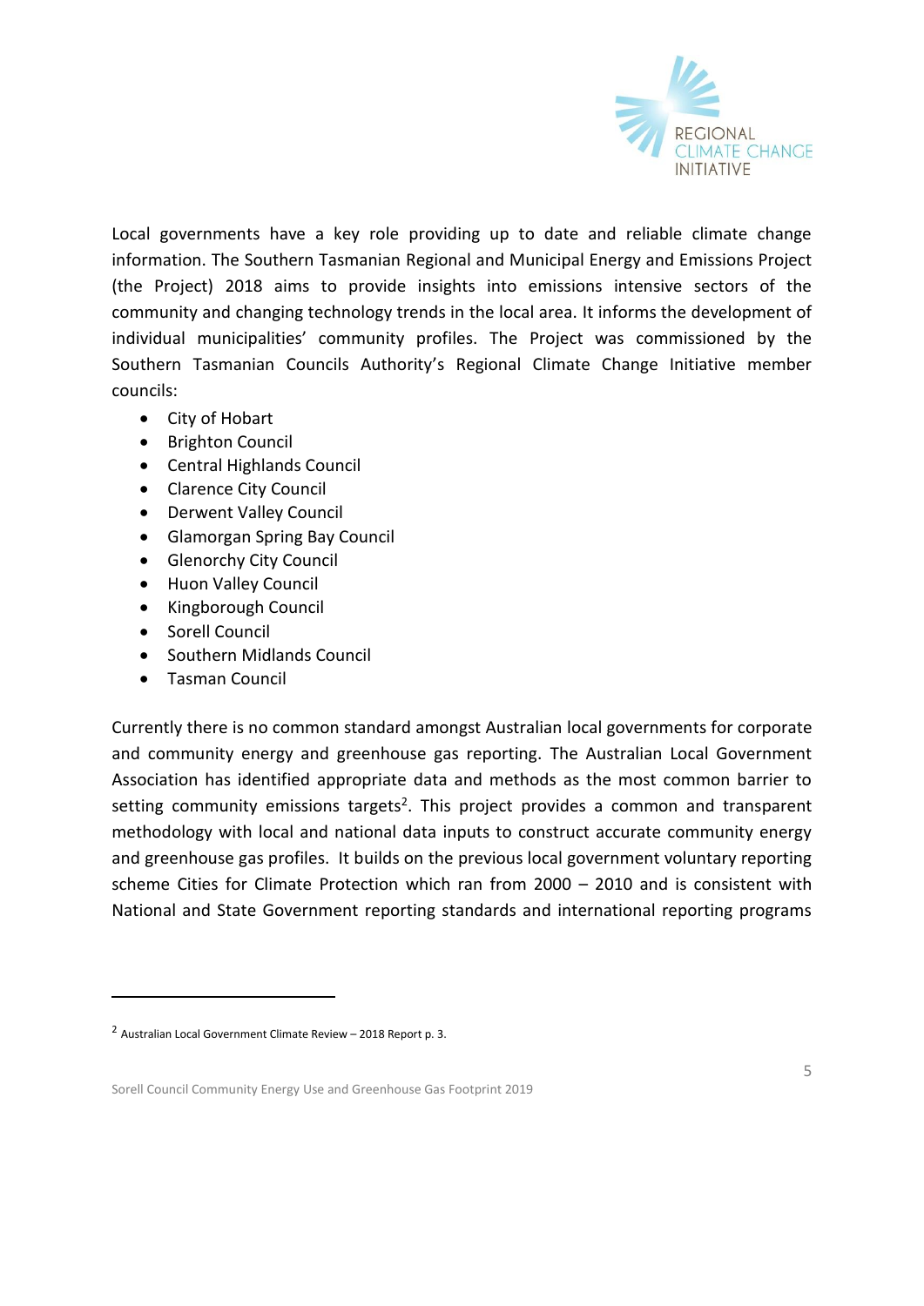Local governments have a key role providing up to date and reliable climate change information. The Southern Tasmanian Regional and Municipal Energy and Emissions Project (the Project) 2018 aims to provide insights into emissions intensive sectors of the community and changing technology trends in the local area. It informs the development of individual municipalities' community profiles. The Project was commissioned by the Southern Tasmanian Councils Authority's Regional Climate Change Initiative member councils:

- City of Hobart
- Brighton Council
- Central Highlands Council
- Clarence City Council
- Derwent Valley Council
- Glamorgan Spring Bay Council
- Glenorchy City Council
- Huon Valley Council
- Kingborough Council
- Sorell Council
- Southern Midlands Council
- Tasman Council

Currently there is no common standard amongst Australian local governments for corporate and community energy and greenhouse gas reporting. The Australian Local Government Association has identified appropriate data and methods as the most common barrier to setting community emissions targets[2]. This project provides a common and transparent methodology with local and national data inputs to construct accurate community energy and greenhouse gas profiles. It builds on the previous local government voluntary reporting scheme Cities for Climate Protection which ran from 2000 – 2010 and is consistent with National and State Government reporting standards and international reporting programs

[2] Australian Local Government Climate Review – 2018 Report p. 3.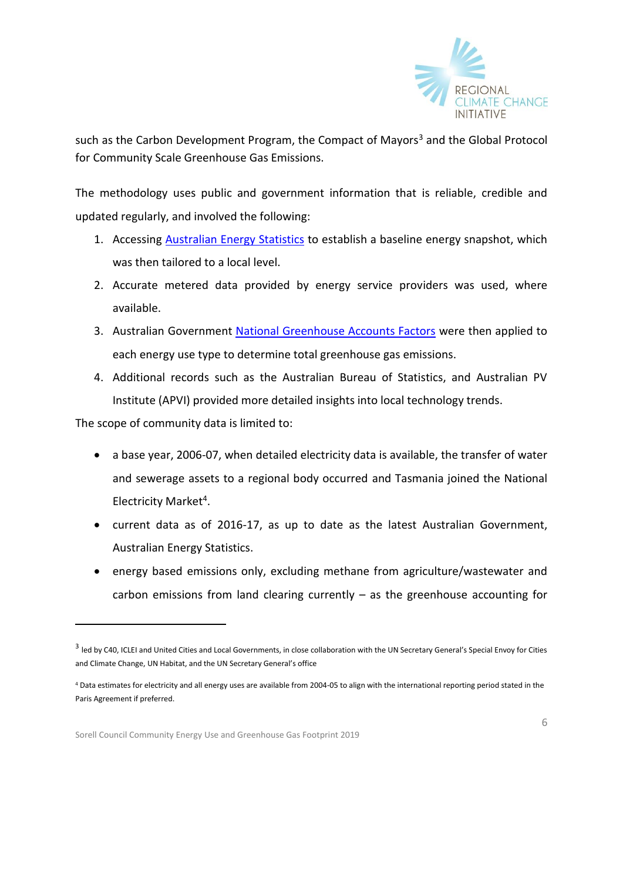such as the Carbon Development Program, the Compact of Mayors[3] and the Global Protocol for Community Scale Greenhouse Gas Emissions.

The methodology uses public and government information that is reliable, credible and updated regularly, and involved the following:

1. Accessing Australian Energy Statistics to establish a baseline energy snapshot, which was then tailored to a local level.
2. Accurate metered data provided by energy service providers was used, where available.
3. Australian Government National Greenhouse Accounts Factors were then applied to each energy use type to determine total greenhouse gas emissions.
4. Additional records such as the Australian Bureau of Statistics, and Australian PV Institute (APVI) provided more detailed insights into local technology trends.

The scope of community data is limited to:

- a base year, 2006-07, when detailed electricity data is available, the transfer of water and sewerage assets to a regional body occurred and Tasmania joined the National Electricity Market[4].
- current data as of 2016-17, as up to date as the latest Australian Government, Australian Energy Statistics.
- energy based emissions only, excluding methane from agriculture/wastewater and carbon emissions from land clearing currently – as the greenhouse accounting for

[3] led by C40, ICLEI and United Cities and Local Governments, in close collaboration with the UN Secretary General's Special Envoy for Cities and Climate Change, UN Habitat, and the UN Secretary General's office

[4] Data estimates for electricity and all energy uses are available from 2004-05 to align with the international reporting period stated in the Paris Agreement if preferred.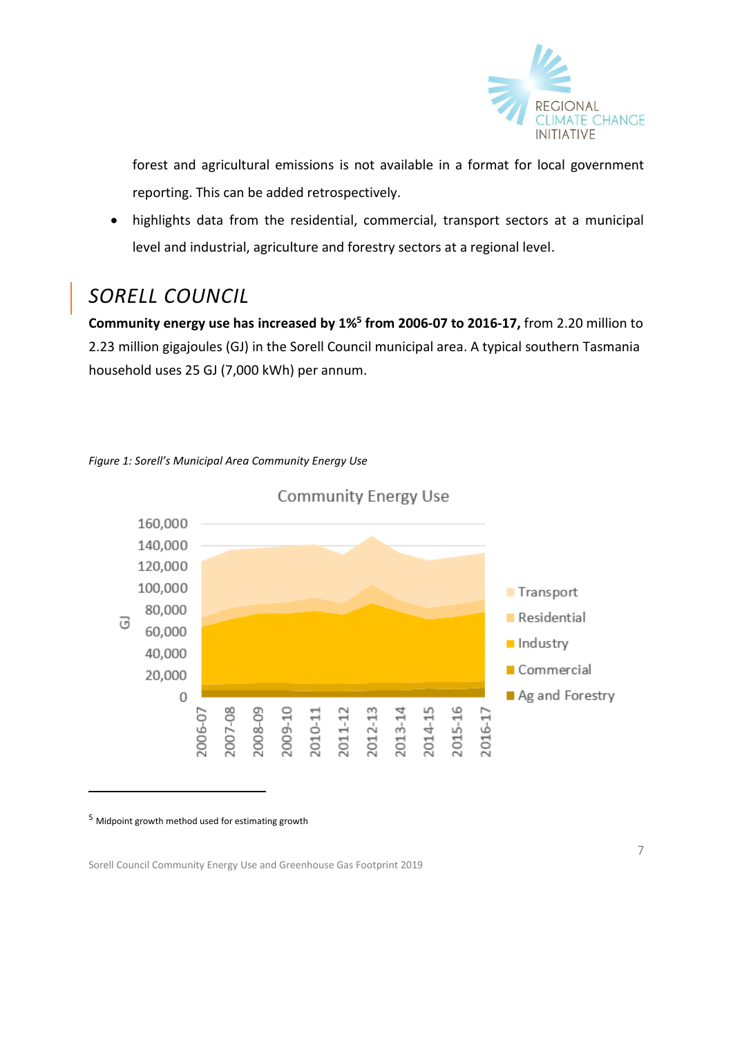forest and agricultural emissions is not available in a format for local government reporting. This can be added retrospectively.

- highlights data from the residential, commercial, transport sectors at a municipal level and industrial, agriculture and forestry sectors at a regional level.

## SORELL COUNCIL

**Community energy use has increased by 1%[5] from 2006-07 to 2016-17,** from 2.20 million to 2.23 million gigajoules (GJ) in the Sorell Council municipal area. A typical southern Tasmania household uses 25 GJ (7,000 kWh) per annum.

*Figure 1: Sorell's Municipal Area Community Energy Use*

Community Energy Use

[5] Midpoint growth method used for estimating growth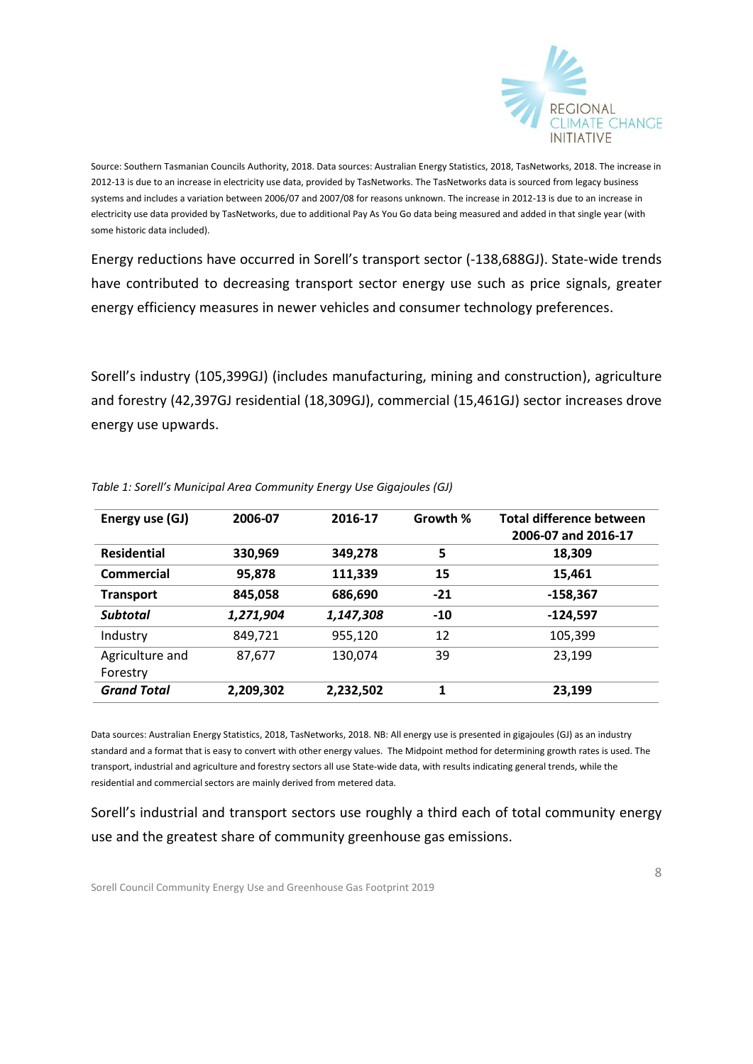Source: Southern Tasmanian Councils Authority, 2018. Data sources: Australian Energy Statistics, 2018, TasNetworks, 2018. The increase in 2012-13 is due to an increase in electricity use data, provided by TasNetworks. The TasNetworks data is sourced from legacy business systems and includes a variation between 2006/07 and 2007/08 for reasons unknown. The increase in 2012-13 is due to an increase in electricity use data provided by TasNetworks, due to additional Pay As You Go data being measured and added in that single year (with some historic data included).

Energy reductions have occurred in Sorell's transport sector (-138,688GJ). State-wide trends have contributed to decreasing transport sector energy use such as price signals, greater energy efficiency measures in newer vehicles and consumer technology preferences.

Sorell's industry (105,399GJ) (includes manufacturing, mining and construction), agriculture and forestry (42,397GJ residential (18,309GJ), commercial (15,461GJ) sector increases drove energy use upwards.

*Table 1: Sorell's Municipal Area Community Energy Use Gigajoules (GJ)*

| Energy use (GJ) | 2006-07 | 2016-17 | Growth % | Total difference between 2006-07 and 2016-17 |
|---|---|---|---|---|
| **Residential** | **330,969** | **349,278** | **5** | **18,309** |
| **Commercial** | **95,878** | **111,339** | **15** | **15,461** |
| **Transport** | **845,058** | **686,690** | **-21** | **-158,367** |
| ***Subtotal*** | ***1,271,904*** | ***1,147,308*** | **-10** | **-124,597** |
| Industry | 849,721 | 955,120 | 12 | 105,399 |
| Agriculture and Forestry | 87,677 | 130,074 | 39 | 23,199 |
| ***Grand Total*** | **2,209,302** | **2,232,502** | **1** | **23,199** |

Data sources: Australian Energy Statistics, 2018, TasNetworks, 2018. NB: All energy use is presented in gigajoules (GJ) as an industry standard and a format that is easy to convert with other energy values. The Midpoint method for determining growth rates is used. The transport, industrial and agriculture and forestry sectors all use State-wide data, with results indicating general trends, while the residential and commercial sectors are mainly derived from metered data.

Sorell's industrial and transport sectors use roughly a third each of total community energy use and the greatest share of community greenhouse gas emissions.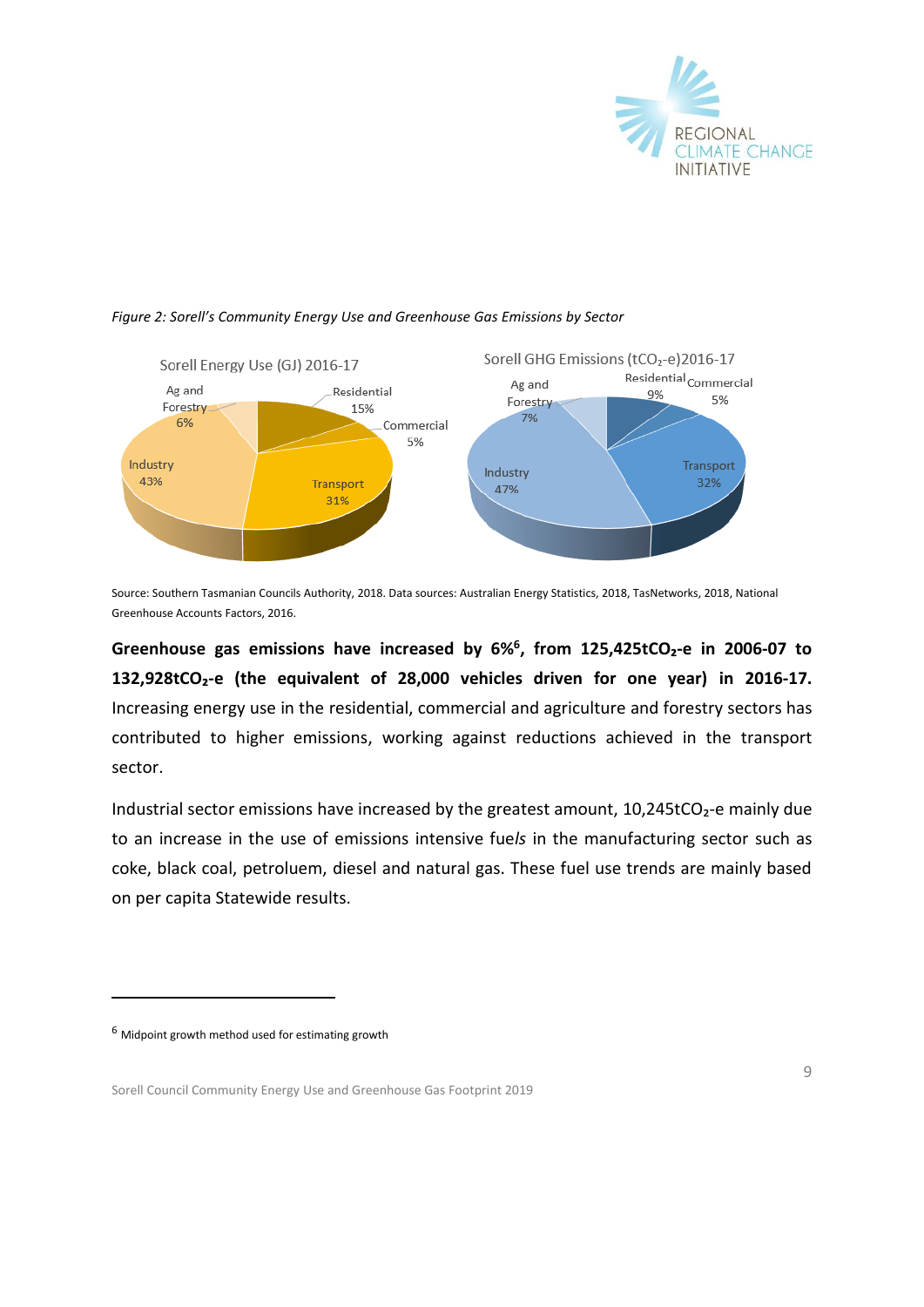*Figure 2: Sorell's Community Energy Use and Greenhouse Gas Emissions by Sector*

Sorell Energy Use (GJ) 2016-17

| Sector | Share |
| --- | --- |
| Ag and Forestry | 6% |
| Residential | 15% |
| Commercial | 5% |
| Transport | 31% |
| Industry | 43% |

Sorell GHG Emissions ($tCO_2$-e)2016-17

| Sector | Share |
| --- | --- |
| Ag and Forestry | 7% |
| Residential | 9% |
| Commercial | 5% |
| Transport | 32% |
| Industry | 47% |

Source: Southern Tasmanian Councils Authority, 2018. Data sources: Australian Energy Statistics, 2018, TasNetworks, 2018, National Greenhouse Accounts Factors, 2016.

**Greenhouse gas emissions have increased by 6%[6], from 125,425$tCO_2$-e in 2006-07 to 132,928$tCO_2$-e (the equivalent of 28,000 vehicles driven for one year) in 2016-17.** Increasing energy use in the residential, commercial and agriculture and forestry sectors has contributed to higher emissions, working against reductions achieved in the transport sector.

Industrial sector emissions have increased by the greatest amount, 10,245$tCO_2$-e mainly due to an increase in the use of emissions intensive fue*ls* in the manufacturing sector such as coke, black coal, petroluem, diesel and natural gas. These fuel use trends are mainly based on per capita Statewide results.

---

[6] Midpoint growth method used for estimating growth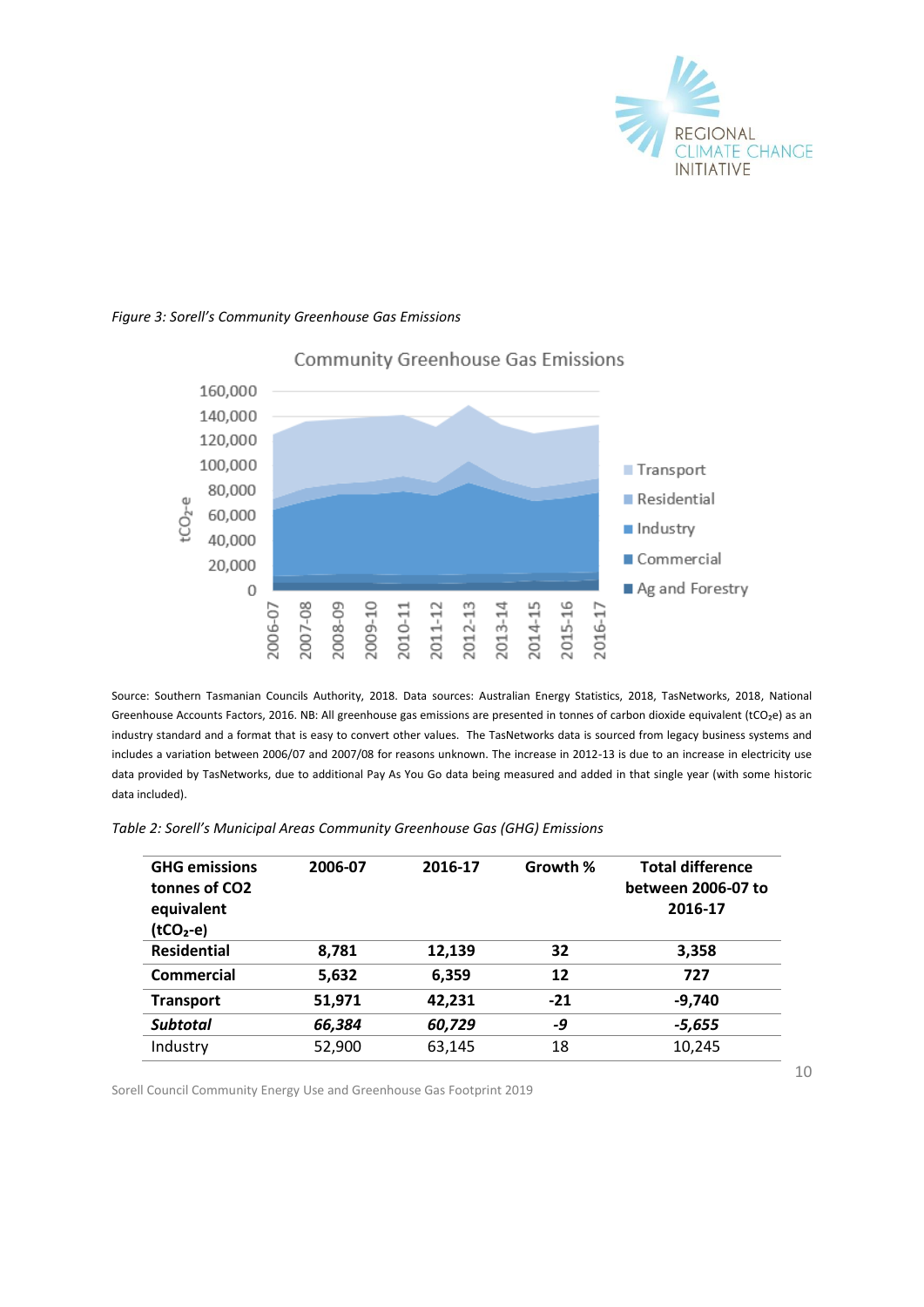*Figure 3: Sorell's Community Greenhouse Gas Emissions*

Source: Southern Tasmanian Councils Authority, 2018. Data sources: Australian Energy Statistics, 2018, TasNetworks, 2018, National Greenhouse Accounts Factors, 2016. NB: All greenhouse gas emissions are presented in tonnes of carbon dioxide equivalent ($tCO_2e$) as an industry standard and a format that is easy to convert other values. The TasNetworks data is sourced from legacy business systems and includes a variation between 2006/07 and 2007/08 for reasons unknown. The increase in 2012-13 is due to an increase in electricity use data provided by TasNetworks, due to additional Pay As You Go data being measured and added in that single year (with some historic data included).

*Table 2: Sorell's Municipal Areas Community Greenhouse Gas (GHG) Emissions*

| GHG emissions tonnes of CO2 equivalent ($tCO_2$-e) | 2006-07 | 2016-17 | Growth % | Total difference between 2006-07 to 2016-17 |
|---|---|---|---|---|
| **Residential** | **8,781** | **12,139** | **32** | **3,358** |
| **Commercial** | **5,632** | **6,359** | **12** | **727** |
| **Transport** | **51,971** | **42,231** | **-21** | **-9,740** |
| ***Subtotal*** | ***66,384*** | ***60,729*** | ***-9*** | ***-5,655*** |
| Industry | 52,900 | 63,145 | 18 | 10,245 |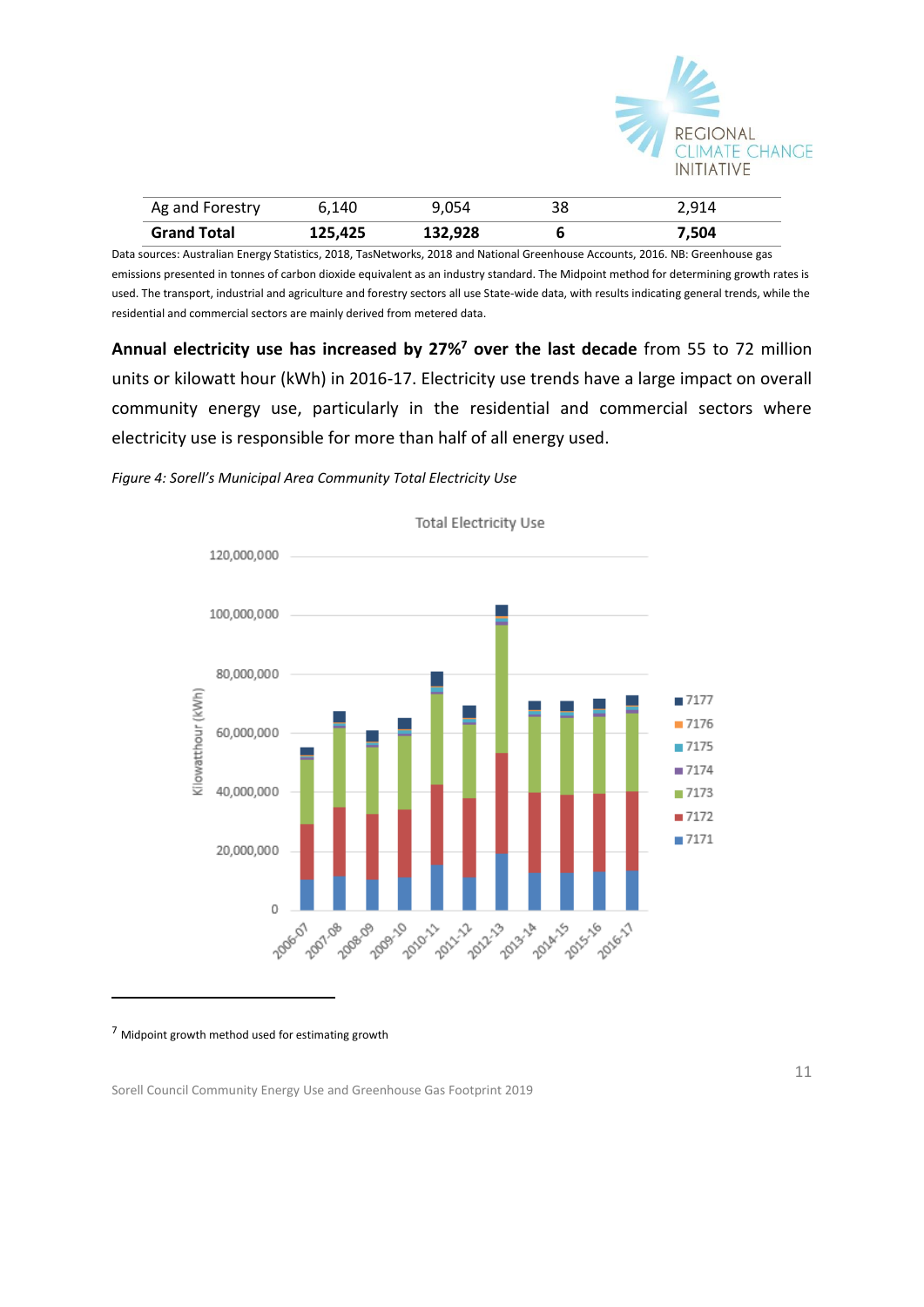| Ag and Forestry | 6,140 | 9,054 | 38 | 2,914 |
|---|---|---|---|---|
| **Grand Total** | **125,425** | **132,928** | **6** | **7,504** |

Data sources: Australian Energy Statistics, 2018, TasNetworks, 2018 and National Greenhouse Accounts, 2016. NB: Greenhouse gas emissions presented in tonnes of carbon dioxide equivalent as an industry standard. The Midpoint method for determining growth rates is used. The transport, industrial and agriculture and forestry sectors all use State-wide data, with results indicating general trends, while the residential and commercial sectors are mainly derived from metered data.

**Annual electricity use has increased by 27%[7] over the last decade** from 55 to 72 million units or kilowatt hour (kWh) in 2016-17. Electricity use trends have a large impact on overall community energy use, particularly in the residential and commercial sectors where electricity use is responsible for more than half of all energy used.

*Figure 4: Sorell's Municipal Area Community Total Electricity Use*

[7] Midpoint growth method used for estimating growth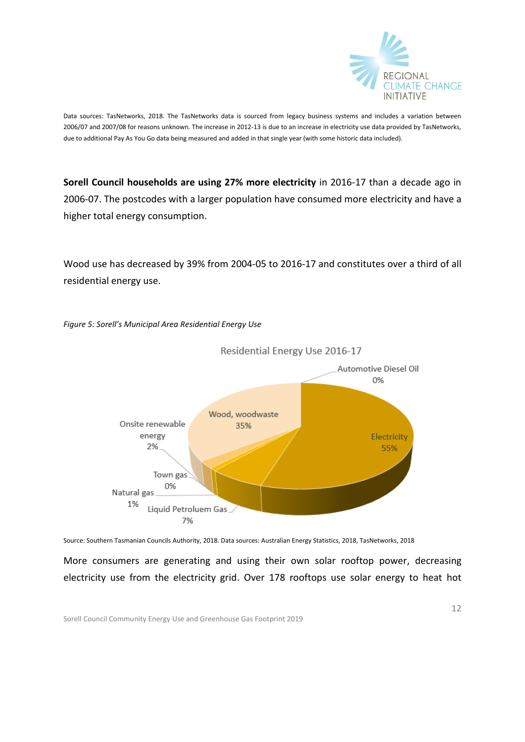Data sources: TasNetworks, 2018. The TasNetworks data is sourced from legacy business systems and includes a variation between 2006/07 and 2007/08 for reasons unknown. The increase in 2012-13 is due to an increase in electricity use data provided by TasNetworks, due to additional Pay As You Go data being measured and added in that single year (with some historic data included).

**Sorell Council households are using 27% more electricity** in 2016-17 than a decade ago in 2006-07. The postcodes with a larger population have consumed more electricity and have a higher total energy consumption.

Wood use has decreased by 39% from 2004-05 to 2016-17 and constitutes over a third of all residential energy use.

*Figure 5: Sorell's Municipal Area Residential Energy Use*

Residential Energy Use 2016-17

| Energy source | Share |
|---|---|
| Electricity | 55% |
| Wood, woodwaste | 35% |
| Liquid Petroluem Gas | 7% |
| Onsite renewable energy | 2% |
| Natural gas | 1% |
| Town gas | 0% |
| Automotive Diesel Oil | 0% |

Source: Southern Tasmanian Councils Authority, 2018. Data sources: Australian Energy Statistics, 2018, TasNetworks, 2018

More consumers are generating and using their own solar rooftop power, decreasing electricity use from the electricity grid. Over 178 rooftops use solar energy to heat hot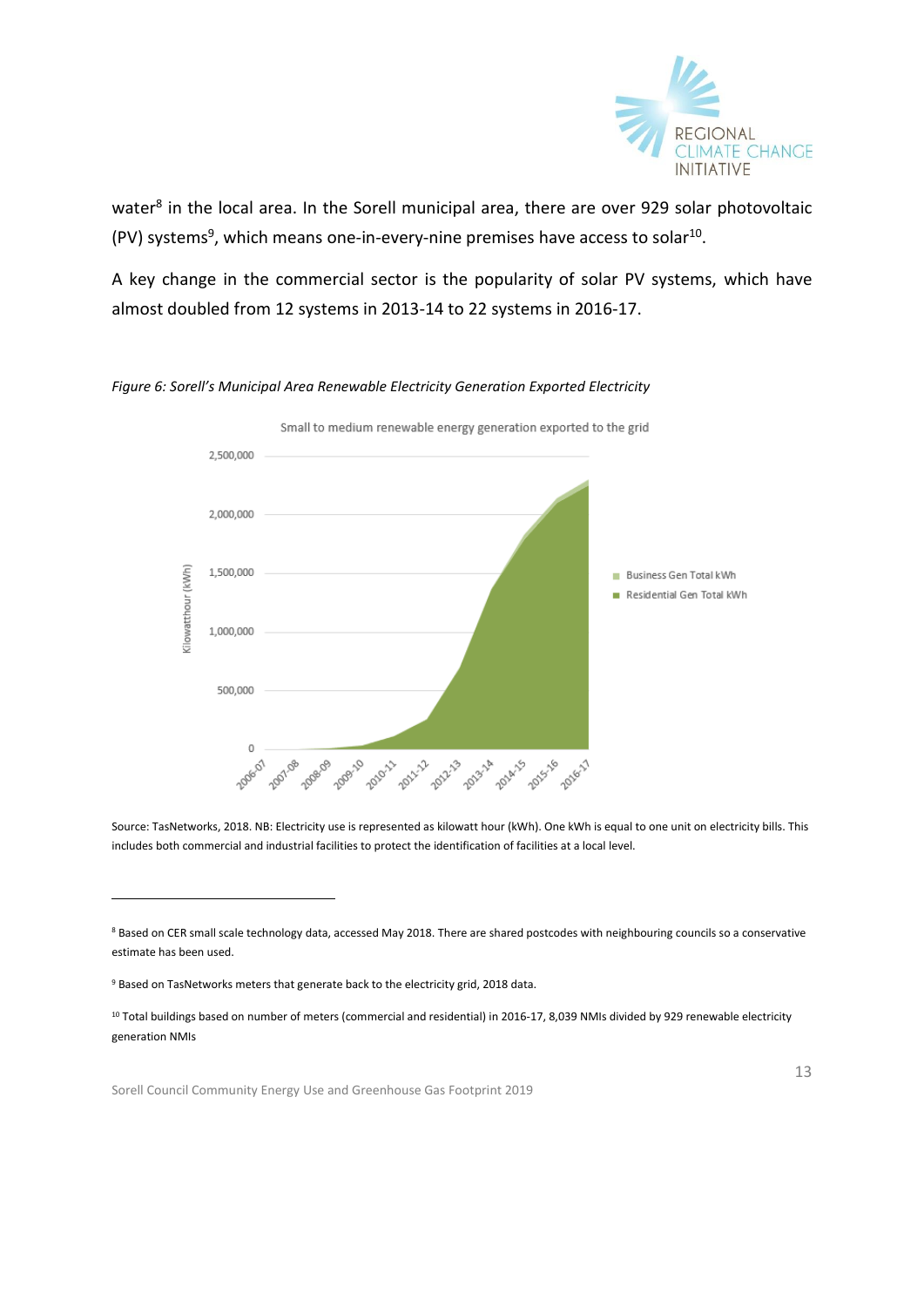water[8] in the local area. In the Sorell municipal area, there are over 929 solar photovoltaic (PV) systems[9], which means one-in-every-nine premises have access to solar[10].

A key change in the commercial sector is the popularity of solar PV systems, which have almost doubled from 12 systems in 2013-14 to 22 systems in 2016-17.

*Figure 6: Sorell's Municipal Area Renewable Electricity Generation Exported Electricity*

Source: TasNetworks, 2018. NB: Electricity use is represented as kilowatt hour (kWh). One kWh is equal to one unit on electricity bills. This includes both commercial and industrial facilities to protect the identification of facilities at a local level.

---

[8] Based on CER small scale technology data, accessed May 2018. There are shared postcodes with neighbouring councils so a conservative estimate has been used.

[9] Based on TasNetworks meters that generate back to the electricity grid, 2018 data.

[10] Total buildings based on number of meters (commercial and residential) in 2016-17, 8,039 NMIs divided by 929 renewable electricity generation NMIs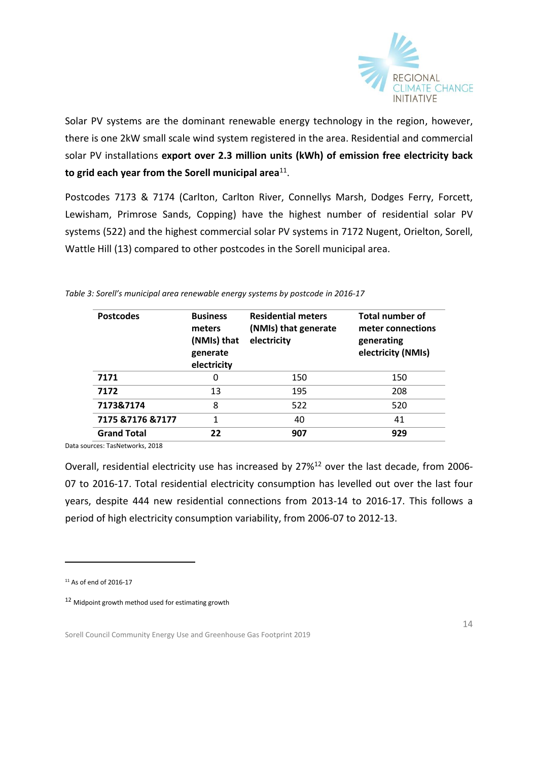Solar PV systems are the dominant renewable energy technology in the region, however, there is one 2kW small scale wind system registered in the area. Residential and commercial solar PV installations **export over 2.3 million units (kWh) of emission free electricity back to grid each year from the Sorell municipal area**[11].

Postcodes 7173 & 7174 (Carlton, Carlton River, Connellys Marsh, Dodges Ferry, Forcett, Lewisham, Primrose Sands, Copping) have the highest number of residential solar PV systems (522) and the highest commercial solar PV systems in 7172 Nugent, Orielton, Sorell, Wattle Hill (13) compared to other postcodes in the Sorell municipal area.

*Table 3: Sorell's municipal area renewable energy systems by postcode in 2016-17*

| Postcodes | Business meters (NMIs) that generate electricity | Residential meters (NMIs) that generate electricity | Total number of meter connections generating electricity (NMIs) |
|---|---|---|---|
| **7171** | 0 | 150 | 150 |
| **7172** | 13 | 195 | 208 |
| **7173&7174** | 8 | 522 | 520 |
| **7175 &7176 &7177** | 1 | 40 | 41 |
| **Grand Total** | **22** | **907** | **929** |

Data sources: TasNetworks, 2018

Overall, residential electricity use has increased by 27%[12] over the last decade, from 2006-07 to 2016-17. Total residential electricity consumption has levelled out over the last four years, despite 444 new residential connections from 2013-14 to 2016-17. This follows a period of high electricity consumption variability, from 2006-07 to 2012-13.

[11] As of end of 2016-17

[12] Midpoint growth method used for estimating growth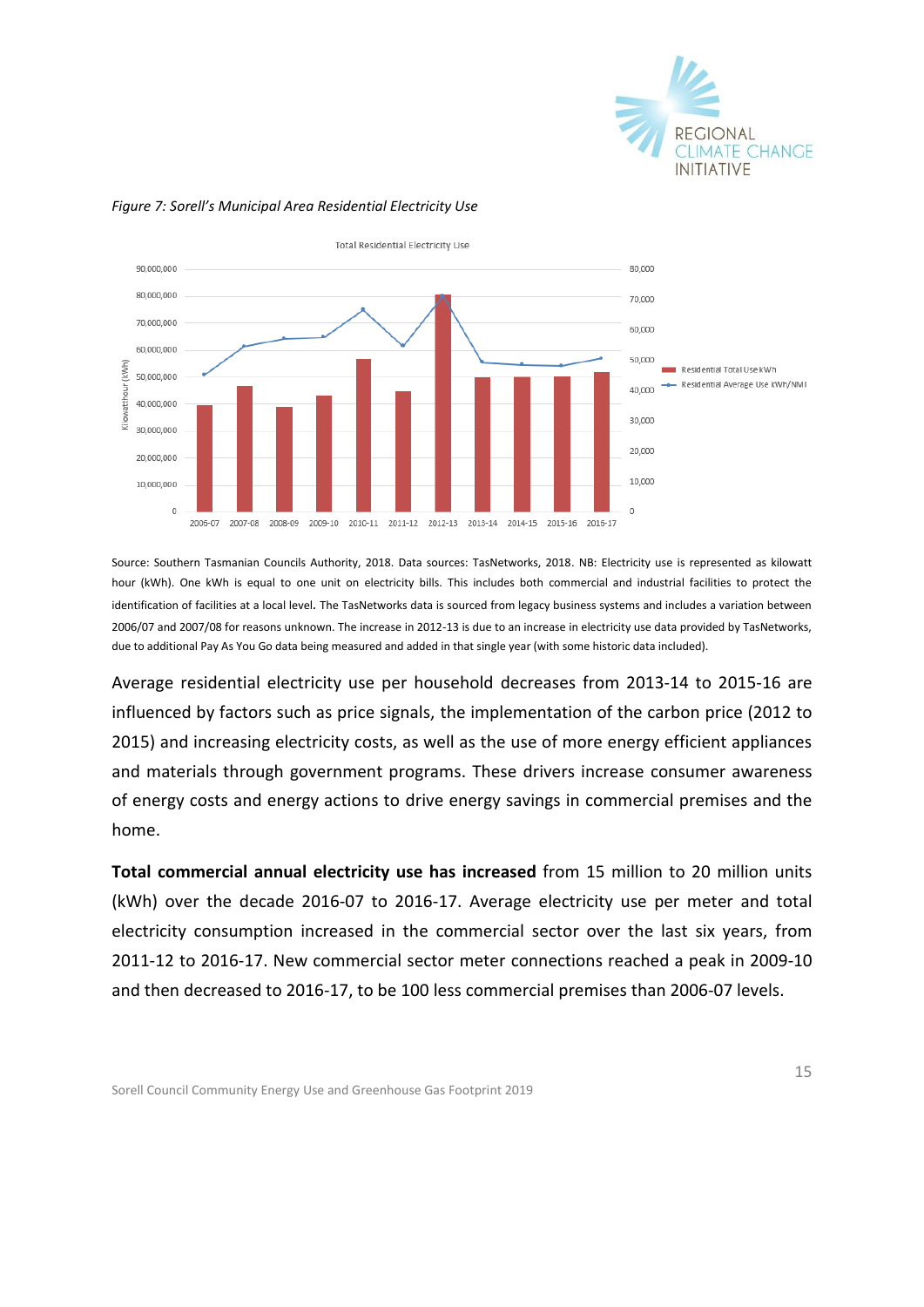*Figure 7: Sorell's Municipal Area Residential Electricity Use*

Source: Southern Tasmanian Councils Authority, 2018. Data sources: TasNetworks, 2018. NB: Electricity use is represented as kilowatt hour (kWh). One kWh is equal to one unit on electricity bills. This includes both commercial and industrial facilities to protect the identification of facilities at a local level. The TasNetworks data is sourced from legacy business systems and includes a variation between 2006/07 and 2007/08 for reasons unknown. The increase in 2012-13 is due to an increase in electricity use data provided by TasNetworks, due to additional Pay As You Go data being measured and added in that single year (with some historic data included).

Average residential electricity use per household decreases from 2013-14 to 2015-16 are influenced by factors such as price signals, the implementation of the carbon price (2012 to 2015) and increasing electricity costs, as well as the use of more energy efficient appliances and materials through government programs. These drivers increase consumer awareness of energy costs and energy actions to drive energy savings in commercial premises and the home.

**Total commercial annual electricity use has increased** from 15 million to 20 million units (kWh) over the decade 2016-07 to 2016-17. Average electricity use per meter and total electricity consumption increased in the commercial sector over the last six years, from 2011-12 to 2016-17. New commercial sector meter connections reached a peak in 2009-10 and then decreased to 2016-17, to be 100 less commercial premises than 2006-07 levels.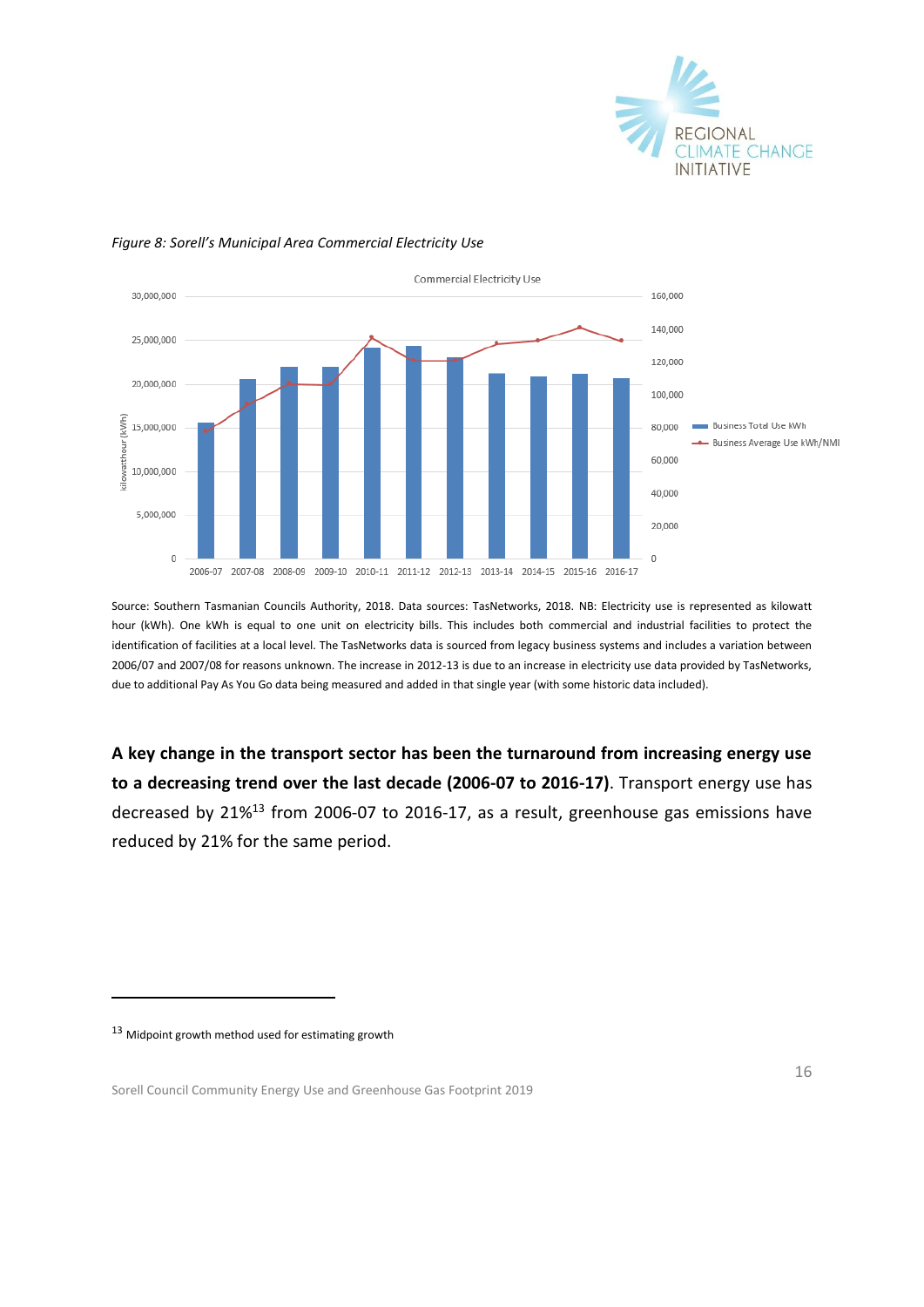*Figure 8: Sorell's Municipal Area Commercial Electricity Use*

Source: Southern Tasmanian Councils Authority, 2018. Data sources: TasNetworks, 2018. NB: Electricity use is represented as kilowatt hour (kWh). One kWh is equal to one unit on electricity bills. This includes both commercial and industrial facilities to protect the identification of facilities at a local level. The TasNetworks data is sourced from legacy business systems and includes a variation between 2006/07 and 2007/08 for reasons unknown. The increase in 2012-13 is due to an increase in electricity use data provided by TasNetworks, due to additional Pay As You Go data being measured and added in that single year (with some historic data included).

**A key change in the transport sector has been the turnaround from increasing energy use to a decreasing trend over the last decade (2006-07 to 2016-17).** Transport energy use has decreased by 21%[13] from 2006-07 to 2016-17, as a result, greenhouse gas emissions have reduced by 21% for the same period.

[13] Midpoint growth method used for estimating growth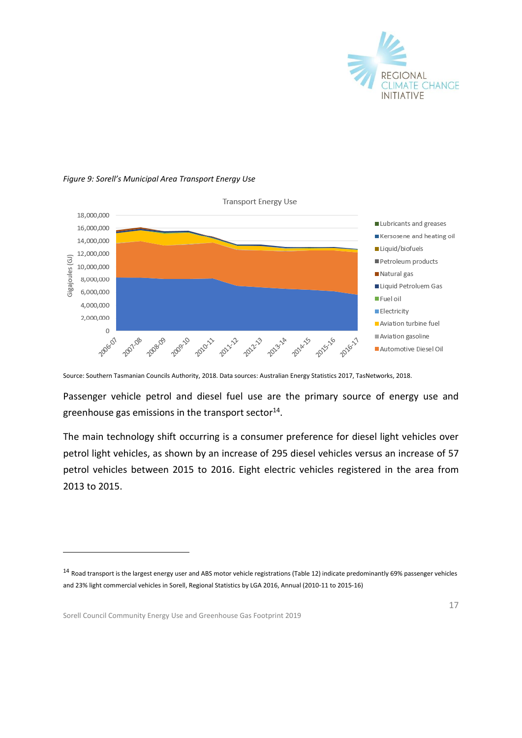*Figure 9: Sorell's Municipal Area Transport Energy Use*

Source: Southern Tasmanian Councils Authority, 2018. Data sources: Australian Energy Statistics 2017, TasNetworks, 2018.

Passenger vehicle petrol and diesel fuel use are the primary source of energy use and greenhouse gas emissions in the transport sector[14].

The main technology shift occurring is a consumer preference for diesel light vehicles over petrol light vehicles, as shown by an increase of 295 diesel vehicles versus an increase of 57 petrol vehicles between 2015 to 2016. Eight electric vehicles registered in the area from 2013 to 2015.

---

[14] Road transport is the largest energy user and ABS motor vehicle registrations (Table 12) indicate predominantly 69% passenger vehicles and 23% light commercial vehicles in Sorell, Regional Statistics by LGA 2016, Annual (2010-11 to 2015-16)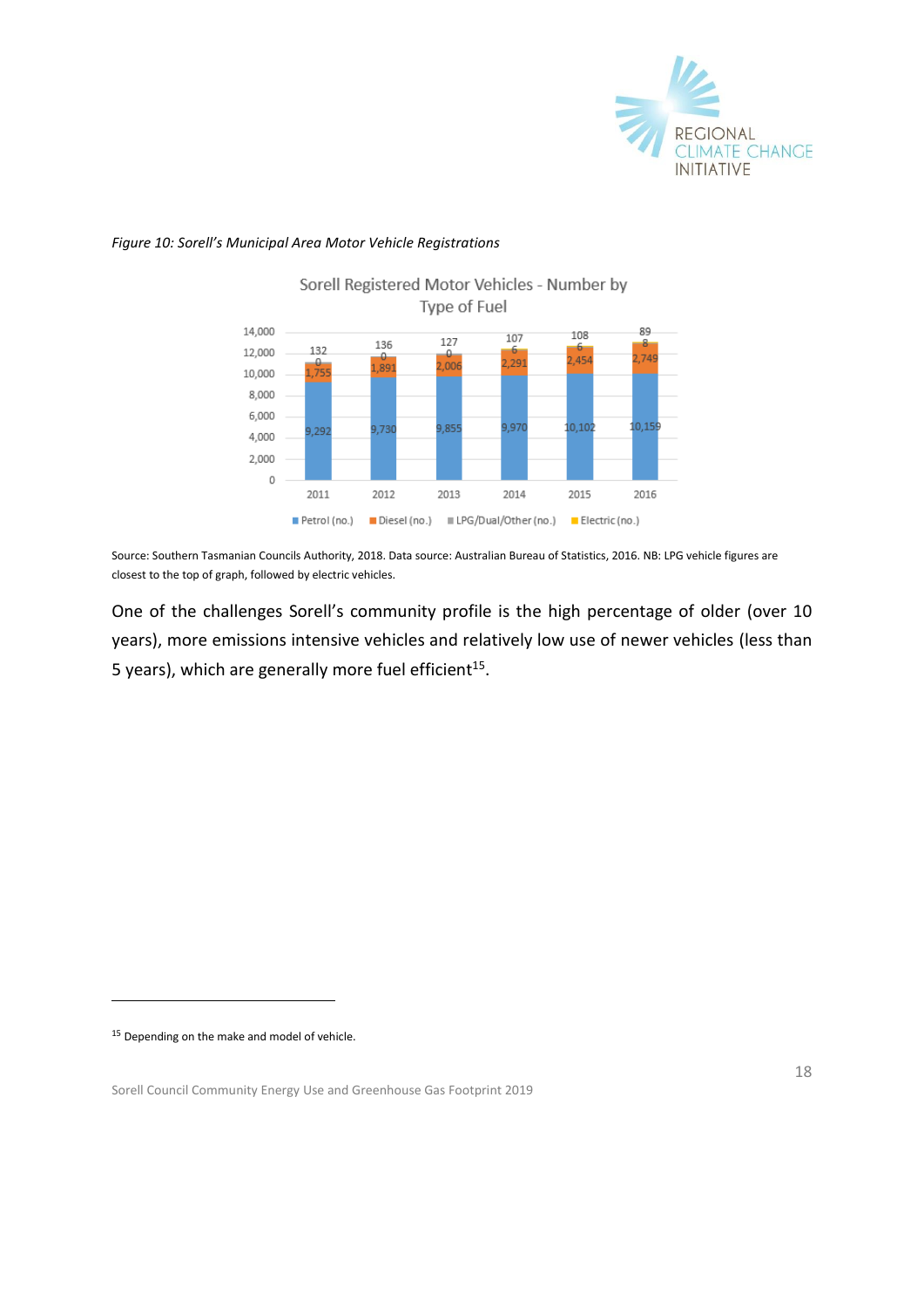*Figure 10: Sorell's Municipal Area Motor Vehicle Registrations*

Sorell Registered Motor Vehicles - Number by Type of Fuel

| Year | Petrol (no.) | Diesel (no.) | LPG/Dual/Other (no.) | Electric (no.) |
|---|---|---|---|---|
| 2011 | 9,292 | 1,755 | 132 | 0 |
| 2012 | 9,730 | 1,891 | 136 | 0 |
| 2013 | 9,855 | 2,006 | 127 | 0 |
| 2014 | 9,970 | 2,291 | 107 | 6 |
| 2015 | 10,102 | 2,454 | 108 | 6 |
| 2016 | 10,159 | 2,749 | 89 | 8 |

Source: Southern Tasmanian Councils Authority, 2018. Data source: Australian Bureau of Statistics, 2016. NB: LPG vehicle figures are closest to the top of graph, followed by electric vehicles.

One of the challenges Sorell's community profile is the high percentage of older (over 10 years), more emissions intensive vehicles and relatively low use of newer vehicles (less than 5 years), which are generally more fuel efficient[15].

---

[15] Depending on the make and model of vehicle.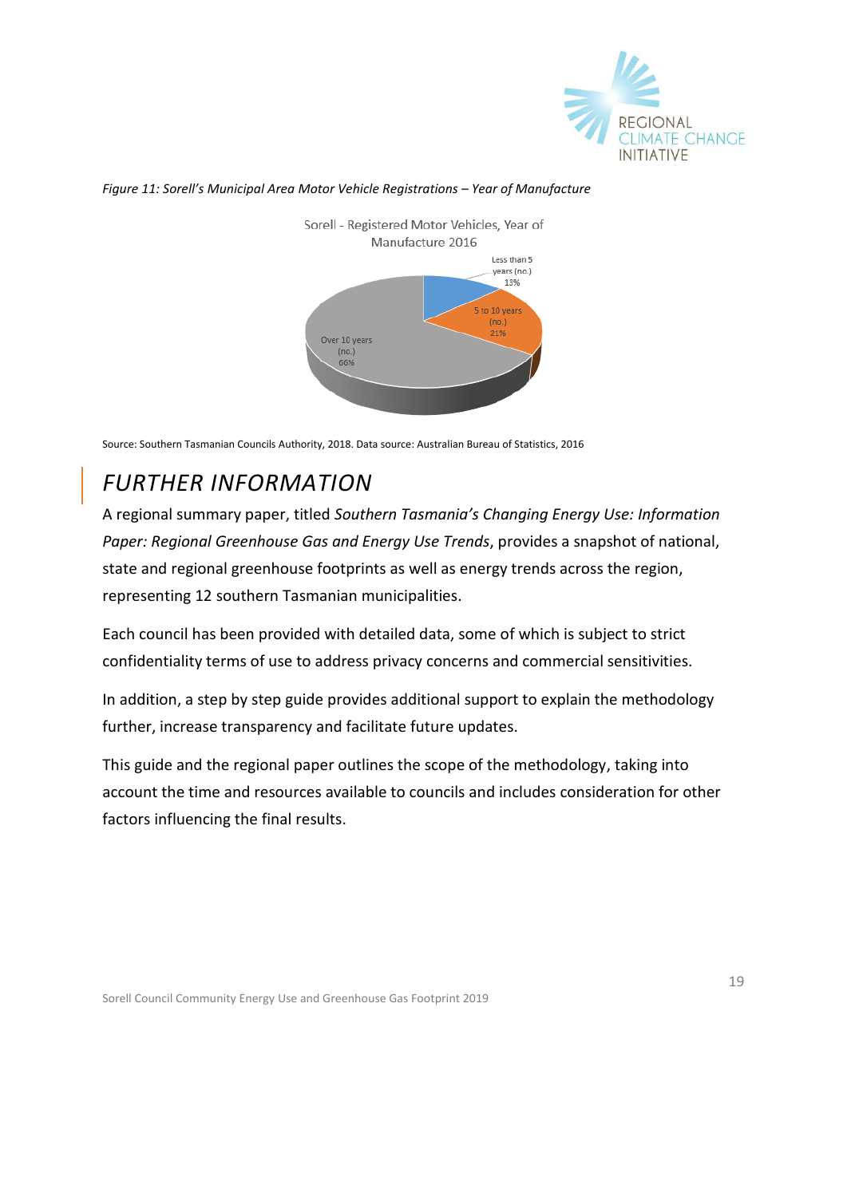*Figure 11: Sorell's Municipal Area Motor Vehicle Registrations – Year of Manufacture*

Sorell - Registered Motor Vehicles, Year of Manufacture 2016

Less than 5 years (no.) 13%

5 to 10 years (no.) 21%

Over 10 years (no.) 66%

Source: Southern Tasmanian Councils Authority, 2018. Data source: Australian Bureau of Statistics, 2016

# FURTHER INFORMATION

A regional summary paper, titled *Southern Tasmania's Changing Energy Use: Information Paper: Regional Greenhouse Gas and Energy Use Trends*, provides a snapshot of national, state and regional greenhouse footprints as well as energy trends across the region, representing 12 southern Tasmanian municipalities.

Each council has been provided with detailed data, some of which is subject to strict confidentiality terms of use to address privacy concerns and commercial sensitivities.

In addition, a step by step guide provides additional support to explain the methodology further, increase transparency and facilitate future updates.

This guide and the regional paper outlines the scope of the methodology, taking into account the time and resources available to councils and includes consideration for other factors influencing the final results.